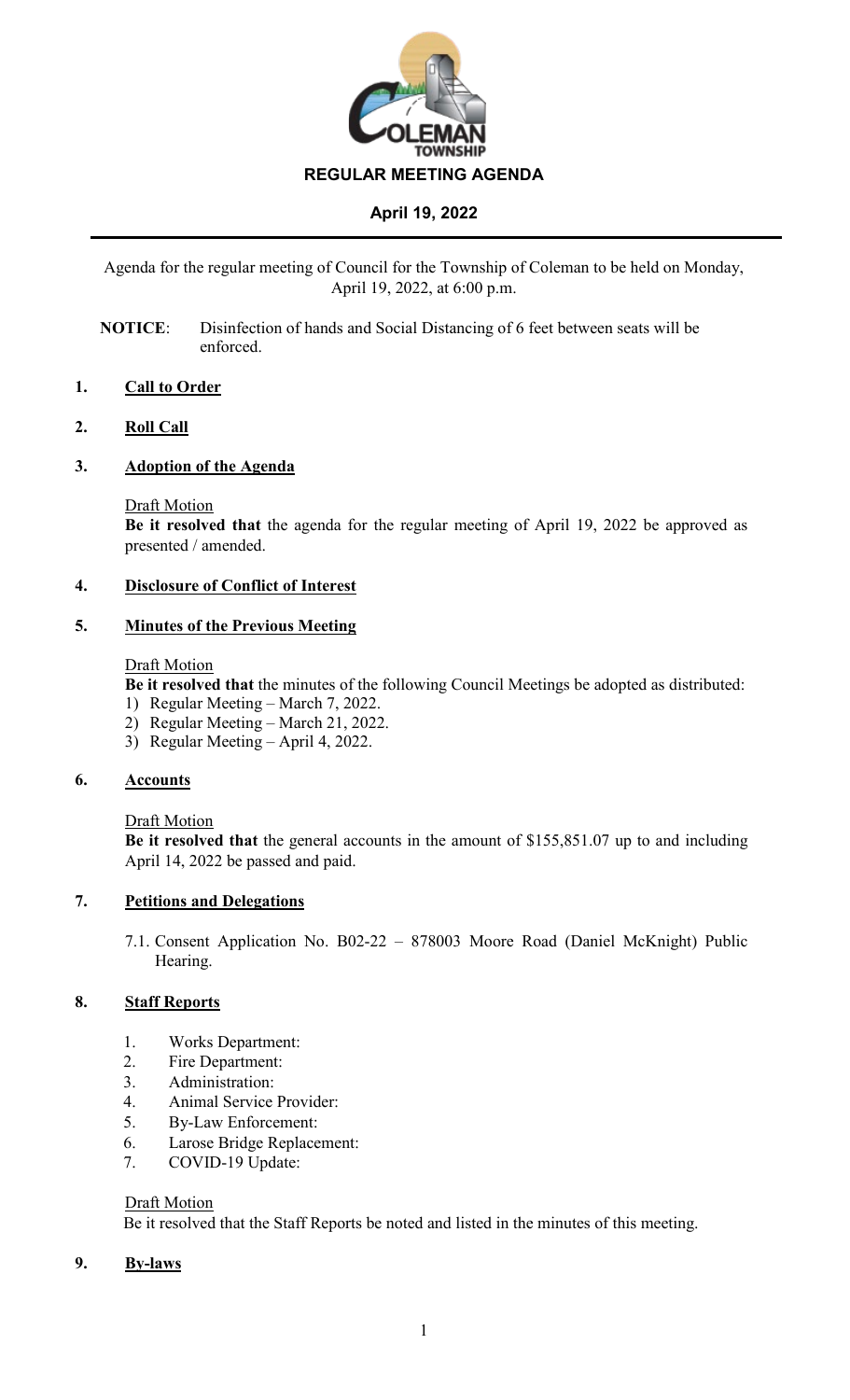# REGULAR MEETING AGENDA

## April 19, 2022

Agenda for the regular meeting of Council for the Township of Coleman to be held on Monday, April 19, 2022, at 6:00 p.m.

**NOTICE**: Disinfection of hands and Social Distancing of 6 feet between seats will be enforced.

### 1. Call to Order

### 2. Roll Call

### 3. Adoption of the Agenda

Draft Motion

**Be it resolved that** the agenda for the regular meeting of April 19, 2022 be approved as presented / amended.

### 4. Disclosure of Conflict of Interest

### 5. Minutes of the Previous Meeting

Draft Motion

**Be it resolved that** the minutes of the following Council Meetings be adopted as distributed:

1) Regular Meeting – March 7, 2022.
2) Regular Meeting – March 21, 2022.
3) Regular Meeting – April 4, 2022.

### 6. Accounts

Draft Motion

**Be it resolved that** the general accounts in the amount of $155,851.07 up to and including April 14, 2022 be passed and paid.

### 7. Petitions and Delegations

7.1. Consent Application No. B02-22 – 878003 Moore Road (Daniel McKnight) Public Hearing.

### 8. Staff Reports

1. Works Department:
2. Fire Department:
3. Administration:
4. Animal Service Provider:
5. By-Law Enforcement:
6. Larose Bridge Replacement:
7. COVID-19 Update:

Draft Motion

Be it resolved that the Staff Reports be noted and listed in the minutes of this meeting.

### 9. By-laws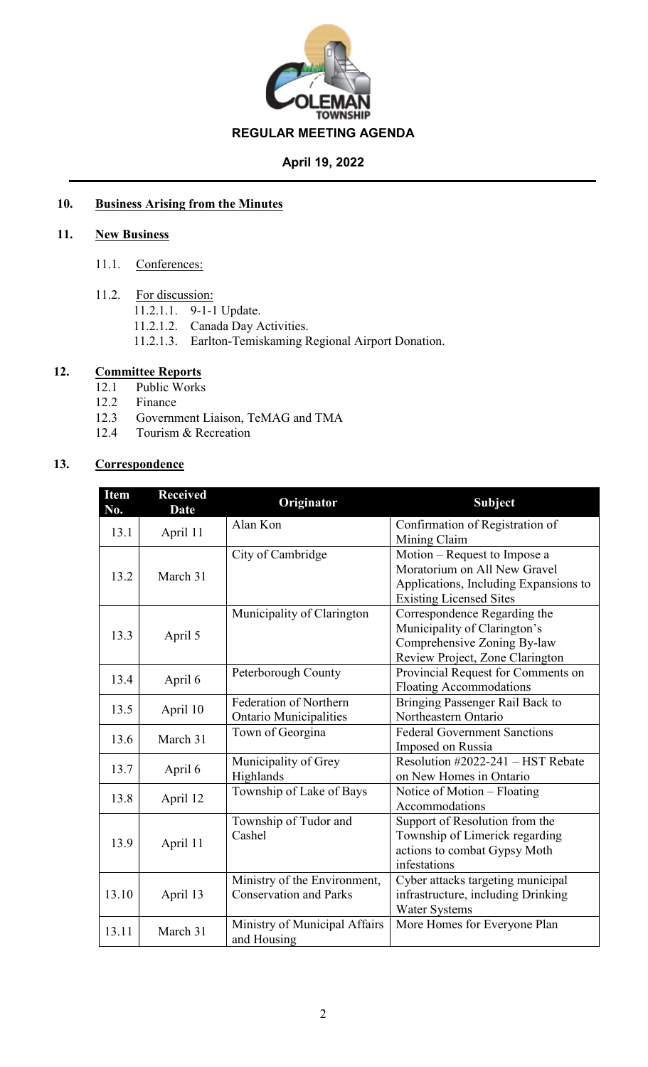**REGULAR MEETING AGENDA**

**April 19, 2022**

## 10. Business Arising from the Minutes

## 11. New Business

11.1. Conferences:

11.2. For discussion:

- 11.2.1. 9-1-1 Update.
- 11.2.2. Canada Day Activities.
- 11.2.3. Earlton-Temiskaming Regional Airport Donation.

## 12. Committee Reports

- 12.1 Public Works
- 12.2 Finance
- 12.3 Government Liaison, TeMAG and TMA
- 12.4 Tourism & Recreation

## 13. Correspondence

| Item No. | Received Date | Originator | Subject |
|---|---|---|---|
| 13.1 | April 11 | Alan Kon | Confirmation of Registration of Mining Claim |
| 13.2 | March 31 | City of Cambridge | Motion – Request to Impose a Moratorium on All New Gravel Applications, Including Expansions to Existing Licensed Sites |
| 13.3 | April 5 | Municipality of Clarington | Correspondence Regarding the Municipality of Clarington's Comprehensive Zoning By-law Review Project, Zone Clarington |
| 13.4 | April 6 | Peterborough County | Provincial Request for Comments on Floating Accommodations |
| 13.5 | April 10 | Federation of Northern Ontario Municipalities | Bringing Passenger Rail Back to Northeastern Ontario |
| 13.6 | March 31 | Town of Georgina | Federal Government Sanctions Imposed on Russia |
| 13.7 | April 6 | Municipality of Grey Highlands | Resolution #2022-241 – HST Rebate on New Homes in Ontario |
| 13.8 | April 12 | Township of Lake of Bays | Notice of Motion – Floating Accommodations |
| 13.9 | April 11 | Township of Tudor and Cashel | Support of Resolution from the Township of Limerick regarding actions to combat Gypsy Moth infestations |
| 13.10 | April 13 | Ministry of the Environment, Conservation and Parks | Cyber attacks targeting municipal infrastructure, including Drinking Water Systems |
| 13.11 | March 31 | Ministry of Municipal Affairs and Housing | More Homes for Everyone Plan |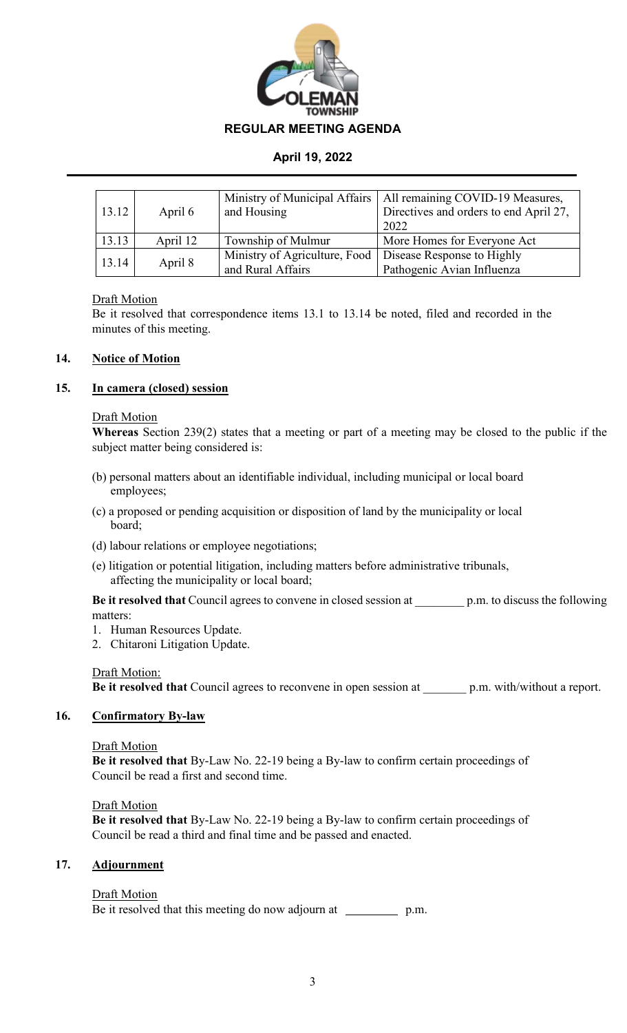| 13.12 | April 6 | Ministry of Municipal Affairs and Housing | All remaining COVID-19 Measures, Directives and orders to end April 27, 2022 |
|---|---|---|---|
| 13.13 | April 12 | Township of Mulmur | More Homes for Everyone Act |
| 13.14 | April 8 | Ministry of Agriculture, Food and Rural Affairs | Disease Response to Highly Pathogenic Avian Influenza |

Draft Motion
Be it resolved that correspondence items 13.1 to 13.14 be noted, filed and recorded in the minutes of this meeting.

## 14. Notice of Motion

## 15. In camera (closed) session

Draft Motion
**Whereas** Section 239(2) states that a meeting or part of a meeting may be closed to the public if the subject matter being considered is:

(b) personal matters about an identifiable individual, including municipal or local board employees;

(c) a proposed or pending acquisition or disposition of land by the municipality or local board;

(d) labour relations or employee negotiations;

(e) litigation or potential litigation, including matters before administrative tribunals, affecting the municipality or local board;

**Be it resolved that** Council agrees to convene in closed session at ________ p.m. to discuss the following matters:

1. Human Resources Update.
2. Chitaroni Litigation Update.

Draft Motion:
**Be it resolved that** Council agrees to reconvene in open session at _______ p.m. with/without a report.

## 16. Confirmatory By-law

Draft Motion
**Be it resolved that** By-Law No. 22-19 being a By-law to confirm certain proceedings of Council be read a first and second time.

Draft Motion
**Be it resolved that** By-Law No. 22-19 being a By-law to confirm certain proceedings of Council be read a third and final time and be passed and enacted.

## 17. Adjournment

Draft Motion
Be it resolved that this meeting do now adjourn at ________ p.m.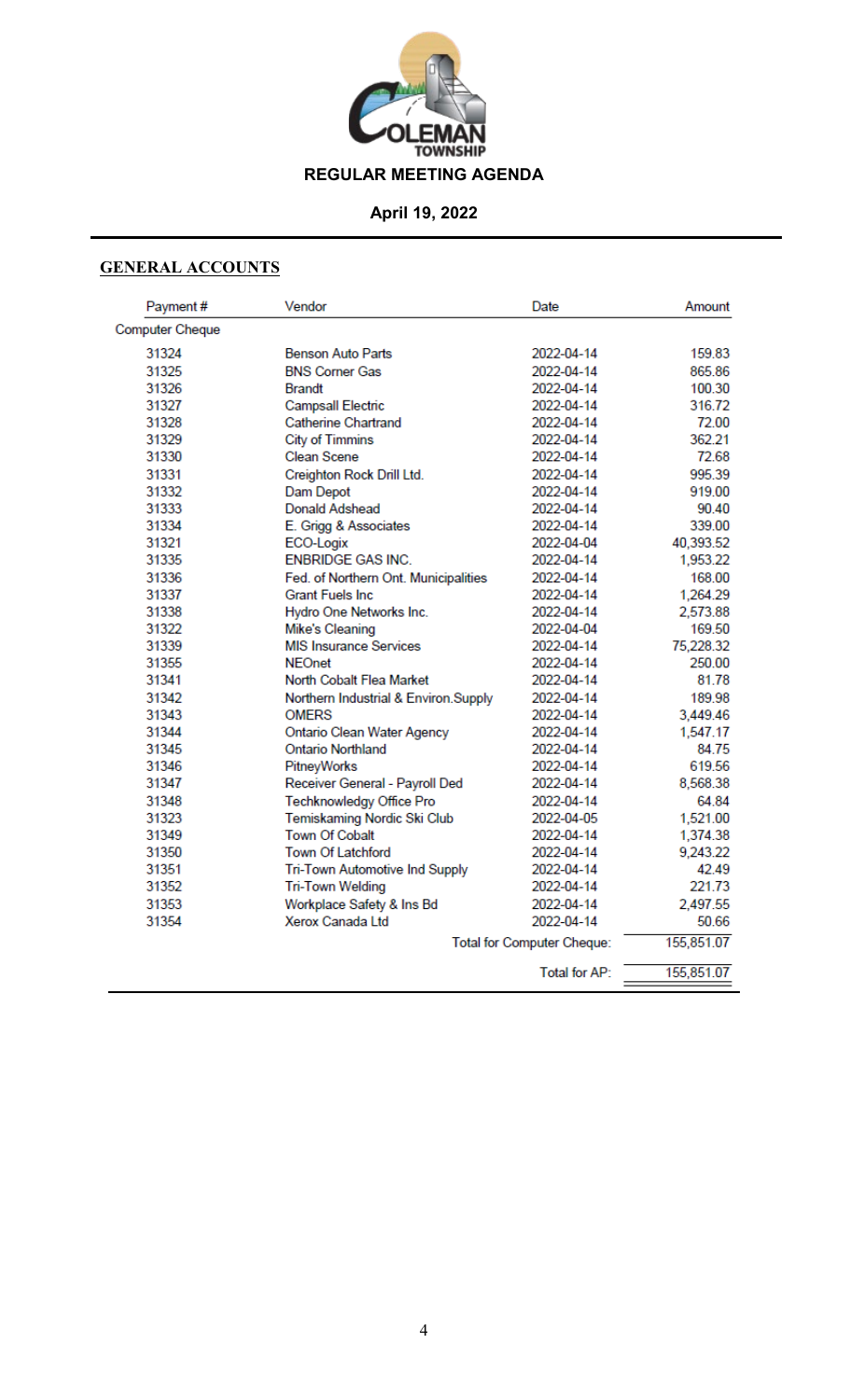COLEMAN TOWNSHIP

**REGULAR MEETING AGENDA**

**April 19, 2022**

## GENERAL ACCOUNTS

| Payment # | Vendor | Date | Amount |
|---|---|---|---|
| Computer Cheque | | | |
| 31324 | Benson Auto Parts | 2022-04-14 | 159.83 |
| 31325 | BNS Corner Gas | 2022-04-14 | 865.86 |
| 31326 | Brandt | 2022-04-14 | 100.30 |
| 31327 | Campsall Electric | 2022-04-14 | 316.72 |
| 31328 | Catherine Chartrand | 2022-04-14 | 72.00 |
| 31329 | City of Timmins | 2022-04-14 | 362.21 |
| 31330 | Clean Scene | 2022-04-14 | 72.68 |
| 31331 | Creighton Rock Drill Ltd. | 2022-04-14 | 995.39 |
| 31332 | Dam Depot | 2022-04-14 | 919.00 |
| 31333 | Donald Adshead | 2022-04-14 | 90.40 |
| 31334 | E. Grigg & Associates | 2022-04-14 | 339.00 |
| 31321 | ECO-Logix | 2022-04-04 | 40,393.52 |
| 31335 | ENBRIDGE GAS INC. | 2022-04-14 | 1,953.22 |
| 31336 | Fed. of Northern Ont. Municipalities | 2022-04-14 | 168.00 |
| 31337 | Grant Fuels Inc | 2022-04-14 | 1,264.29 |
| 31338 | Hydro One Networks Inc. | 2022-04-14 | 2,573.88 |
| 31322 | Mike's Cleaning | 2022-04-04 | 169.50 |
| 31339 | MIS Insurance Services | 2022-04-14 | 75,228.32 |
| 31355 | NEOnet | 2022-04-14 | 250.00 |
| 31341 | North Cobalt Flea Market | 2022-04-14 | 81.78 |
| 31342 | Northern Industrial & Environ.Supply | 2022-04-14 | 189.98 |
| 31343 | OMERS | 2022-04-14 | 3,449.46 |
| 31344 | Ontario Clean Water Agency | 2022-04-14 | 1,547.17 |
| 31345 | Ontario Northland | 2022-04-14 | 84.75 |
| 31346 | PitneyWorks | 2022-04-14 | 619.56 |
| 31347 | Receiver General - Payroll Ded | 2022-04-14 | 8,568.38 |
| 31348 | Techknowledgy Office Pro | 2022-04-14 | 64.84 |
| 31323 | Temiskaming Nordic Ski Club | 2022-04-05 | 1,521.00 |
| 31349 | Town Of Cobalt | 2022-04-14 | 1,374.38 |
| 31350 | Town Of Latchford | 2022-04-14 | 9,243.22 |
| 31351 | Tri-Town Automotive Ind Supply | 2022-04-14 | 42.49 |
| 31352 | Tri-Town Welding | 2022-04-14 | 221.73 |
| 31353 | Workplace Safety & Ins Bd | 2022-04-14 | 2,497.55 |
| 31354 | Xerox Canada Ltd | 2022-04-14 | 50.66 |
| | | Total for Computer Cheque: | 155,851.07 |
| | | Total for AP: | 155,851.07 |